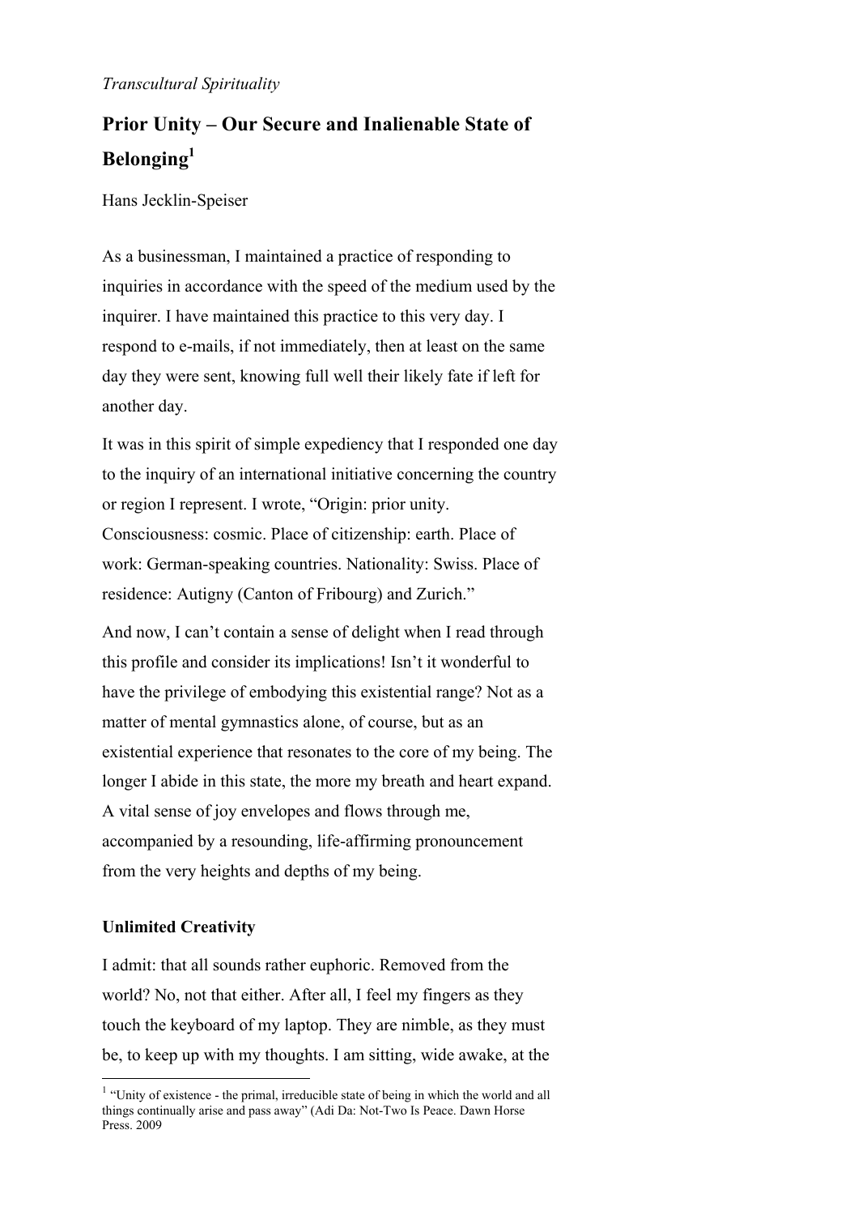*Transcultural Spirituality*

# Prior Unity – Our Secure and Inalienable State of Belonging[1]

Hans Jecklin-Speiser

As a businessman, I maintained a practice of responding to inquiries in accordance with the speed of the medium used by the inquirer. I have maintained this practice to this very day. I respond to e-mails, if not immediately, then at least on the same day they were sent, knowing full well their likely fate if left for another day.

It was in this spirit of simple expediency that I responded one day to the inquiry of an international initiative concerning the country or region I represent. I wrote, "Origin: prior unity. Consciousness: cosmic. Place of citizenship: earth. Place of work: German-speaking countries. Nationality: Swiss. Place of residence: Autigny (Canton of Fribourg) and Zurich."

And now, I can't contain a sense of delight when I read through this profile and consider its implications! Isn't it wonderful to have the privilege of embodying this existential range? Not as a matter of mental gymnastics alone, of course, but as an existential experience that resonates to the core of my being. The longer I abide in this state, the more my breath and heart expand. A vital sense of joy envelopes and flows through me, accompanied by a resounding, life-affirming pronouncement from the very heights and depths of my being.

## Unlimited Creativity

I admit: that all sounds rather euphoric. Removed from the world? No, not that either. After all, I feel my fingers as they touch the keyboard of my laptop. They are nimble, as they must be, to keep up with my thoughts. I am sitting, wide awake, at the

[1] "Unity of existence - the primal, irreducible state of being in which the world and all things continually arise and pass away" (Adi Da: Not-Two Is Peace. Dawn Horse Press. 2009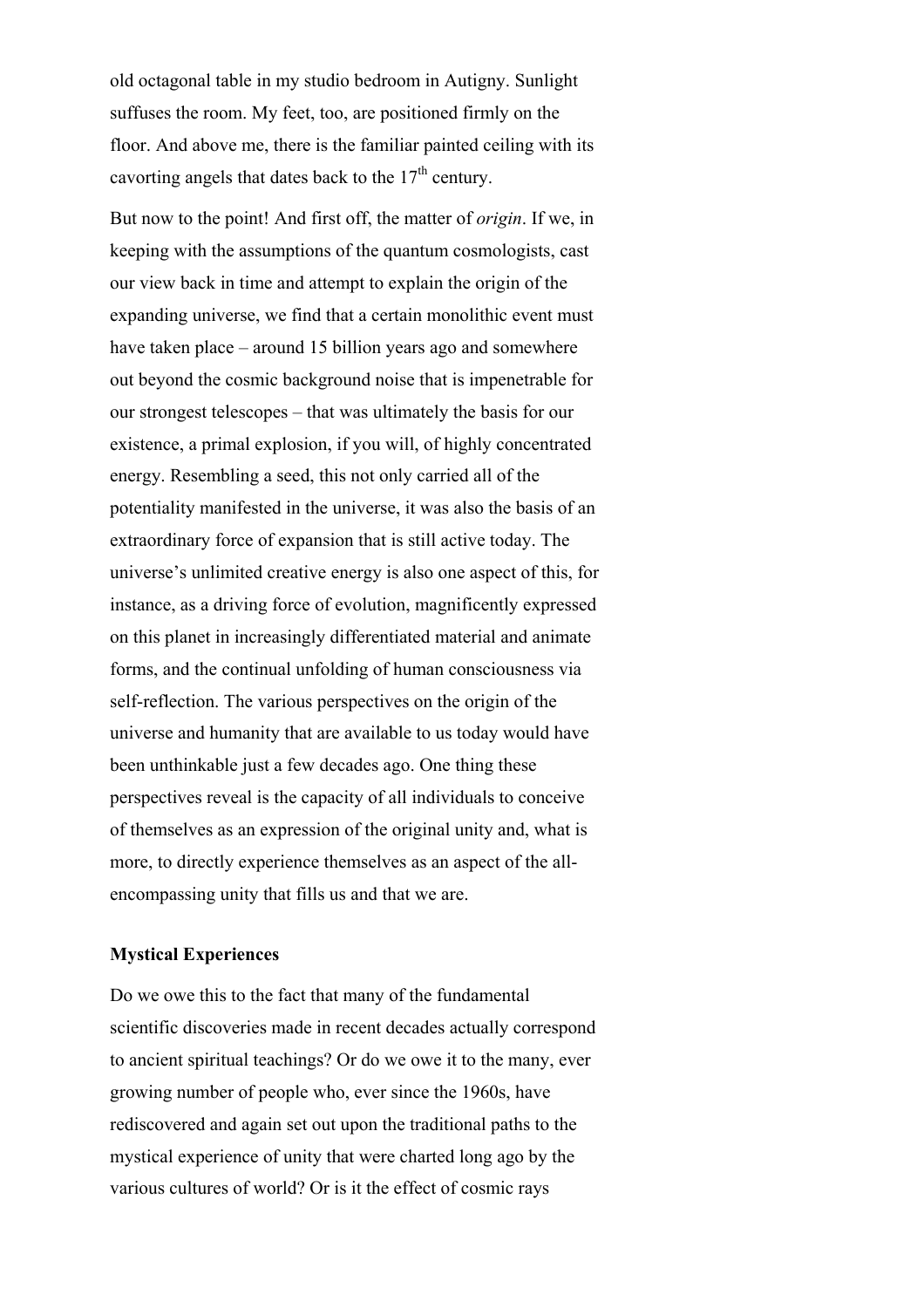old octagonal table in my studio bedroom in Autigny. Sunlight suffuses the room. My feet, too, are positioned firmly on the floor. And above me, there is the familiar painted ceiling with its cavorting angels that dates back to the $17^{th}$ century.

But now to the point! And first off, the matter of *origin*. If we, in keeping with the assumptions of the quantum cosmologists, cast our view back in time and attempt to explain the origin of the expanding universe, we find that a certain monolithic event must have taken place – around 15 billion years ago and somewhere out beyond the cosmic background noise that is impenetrable for our strongest telescopes – that was ultimately the basis for our existence, a primal explosion, if you will, of highly concentrated energy. Resembling a seed, this not only carried all of the potentiality manifested in the universe, it was also the basis of an extraordinary force of expansion that is still active today. The universe's unlimited creative energy is also one aspect of this, for instance, as a driving force of evolution, magnificently expressed on this planet in increasingly differentiated material and animate forms, and the continual unfolding of human consciousness via self-reflection. The various perspectives on the origin of the universe and humanity that are available to us today would have been unthinkable just a few decades ago. One thing these perspectives reveal is the capacity of all individuals to conceive of themselves as an expression of the original unity and, what is more, to directly experience themselves as an aspect of the all-encompassing unity that fills us and that we are.

**Mystical Experiences**

Do we owe this to the fact that many of the fundamental scientific discoveries made in recent decades actually correspond to ancient spiritual teachings? Or do we owe it to the many, ever growing number of people who, ever since the 1960s, have rediscovered and again set out upon the traditional paths to the mystical experience of unity that were charted long ago by the various cultures of world? Or is it the effect of cosmic rays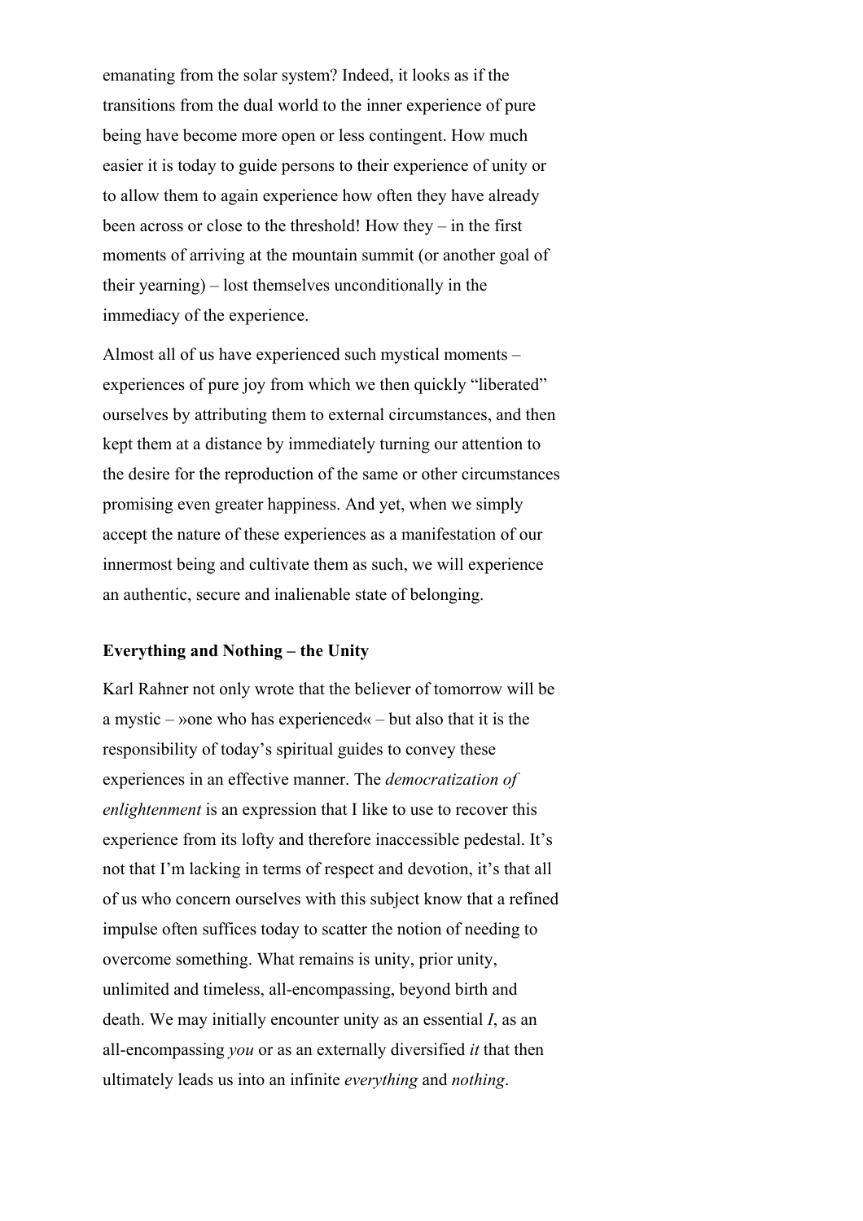emanating from the solar system? Indeed, it looks as if the transitions from the dual world to the inner experience of pure being have become more open or less contingent. How much easier it is today to guide persons to their experience of unity or to allow them to again experience how often they have already been across or close to the threshold! How they – in the first moments of arriving at the mountain summit (or another goal of their yearning) – lost themselves unconditionally in the immediacy of the experience.

Almost all of us have experienced such mystical moments – experiences of pure joy from which we then quickly "liberated" ourselves by attributing them to external circumstances, and then kept them at a distance by immediately turning our attention to the desire for the reproduction of the same or other circumstances promising even greater happiness. And yet, when we simply accept the nature of these experiences as a manifestation of our innermost being and cultivate them as such, we will experience an authentic, secure and inalienable state of belonging.

### Everything and Nothing – the Unity

Karl Rahner not only wrote that the believer of tomorrow will be a mystic – »one who has experienced« – but also that it is the responsibility of today's spiritual guides to convey these experiences in an effective manner. The *democratization of enlightenment* is an expression that I like to use to recover this experience from its lofty and therefore inaccessible pedestal. It's not that I'm lacking in terms of respect and devotion, it's that all of us who concern ourselves with this subject know that a refined impulse often suffices today to scatter the notion of needing to overcome something. What remains is unity, prior unity, unlimited and timeless, all-encompassing, beyond birth and death. We may initially encounter unity as an essential *I*, as an all-encompassing *you* or as an externally diversified *it* that then ultimately leads us into an infinite *everything* and *nothing*.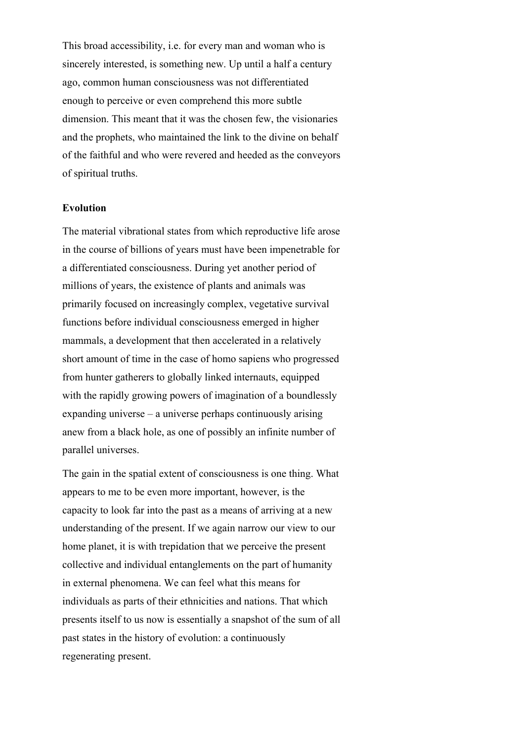This broad accessibility, i.e. for every man and woman who is sincerely interested, is something new. Up until a half a century ago, common human consciousness was not differentiated enough to perceive or even comprehend this more subtle dimension. This meant that it was the chosen few, the visionaries and the prophets, who maintained the link to the divine on behalf of the faithful and who were revered and heeded as the conveyors of spiritual truths.

**Evolution**

The material vibrational states from which reproductive life arose in the course of billions of years must have been impenetrable for a differentiated consciousness. During yet another period of millions of years, the existence of plants and animals was primarily focused on increasingly complex, vegetative survival functions before individual consciousness emerged in higher mammals, a development that then accelerated in a relatively short amount of time in the case of homo sapiens who progressed from hunter gatherers to globally linked internauts, equipped with the rapidly growing powers of imagination of a boundlessly expanding universe – a universe perhaps continuously arising anew from a black hole, as one of possibly an infinite number of parallel universes.

The gain in the spatial extent of consciousness is one thing. What appears to me to be even more important, however, is the capacity to look far into the past as a means of arriving at a new understanding of the present. If we again narrow our view to our home planet, it is with trepidation that we perceive the present collective and individual entanglements on the part of humanity in external phenomena. We can feel what this means for individuals as parts of their ethnicities and nations. That which presents itself to us now is essentially a snapshot of the sum of all past states in the history of evolution: a continuously regenerating present.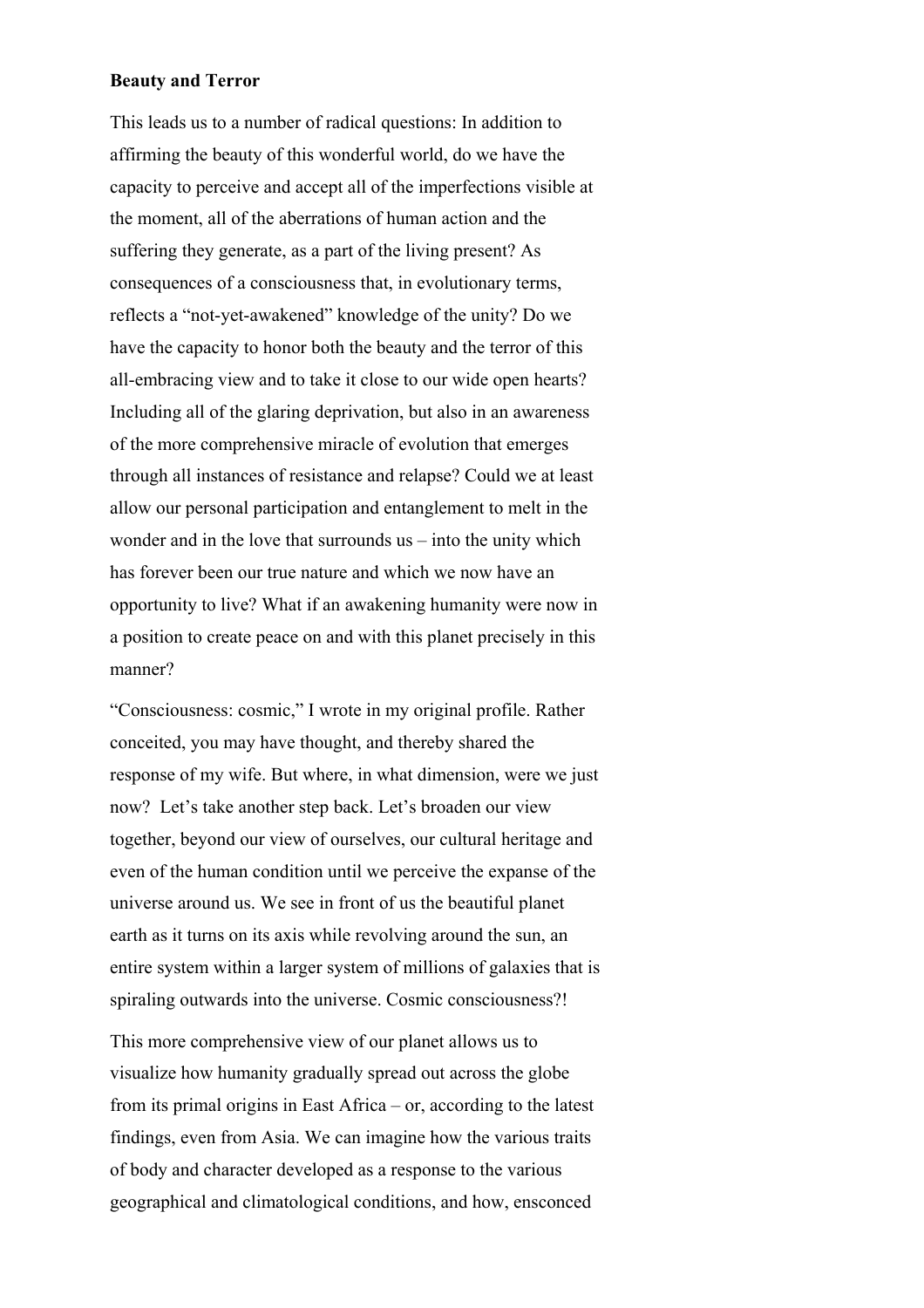**Beauty and Terror**

This leads us to a number of radical questions: In addition to affirming the beauty of this wonderful world, do we have the capacity to perceive and accept all of the imperfections visible at the moment, all of the aberrations of human action and the suffering they generate, as a part of the living present? As consequences of a consciousness that, in evolutionary terms, reflects a "not-yet-awakened" knowledge of the unity? Do we have the capacity to honor both the beauty and the terror of this all-embracing view and to take it close to our wide open hearts? Including all of the glaring deprivation, but also in an awareness of the more comprehensive miracle of evolution that emerges through all instances of resistance and relapse? Could we at least allow our personal participation and entanglement to melt in the wonder and in the love that surrounds us – into the unity which has forever been our true nature and which we now have an opportunity to live? What if an awakening humanity were now in a position to create peace on and with this planet precisely in this manner?

"Consciousness: cosmic," I wrote in my original profile. Rather conceited, you may have thought, and thereby shared the response of my wife. But where, in what dimension, were we just now? Let's take another step back. Let's broaden our view together, beyond our view of ourselves, our cultural heritage and even of the human condition until we perceive the expanse of the universe around us. We see in front of us the beautiful planet earth as it turns on its axis while revolving around the sun, an entire system within a larger system of millions of galaxies that is spiraling outwards into the universe. Cosmic consciousness?!

This more comprehensive view of our planet allows us to visualize how humanity gradually spread out across the globe from its primal origins in East Africa – or, according to the latest findings, even from Asia. We can imagine how the various traits of body and character developed as a response to the various geographical and climatological conditions, and how, ensconced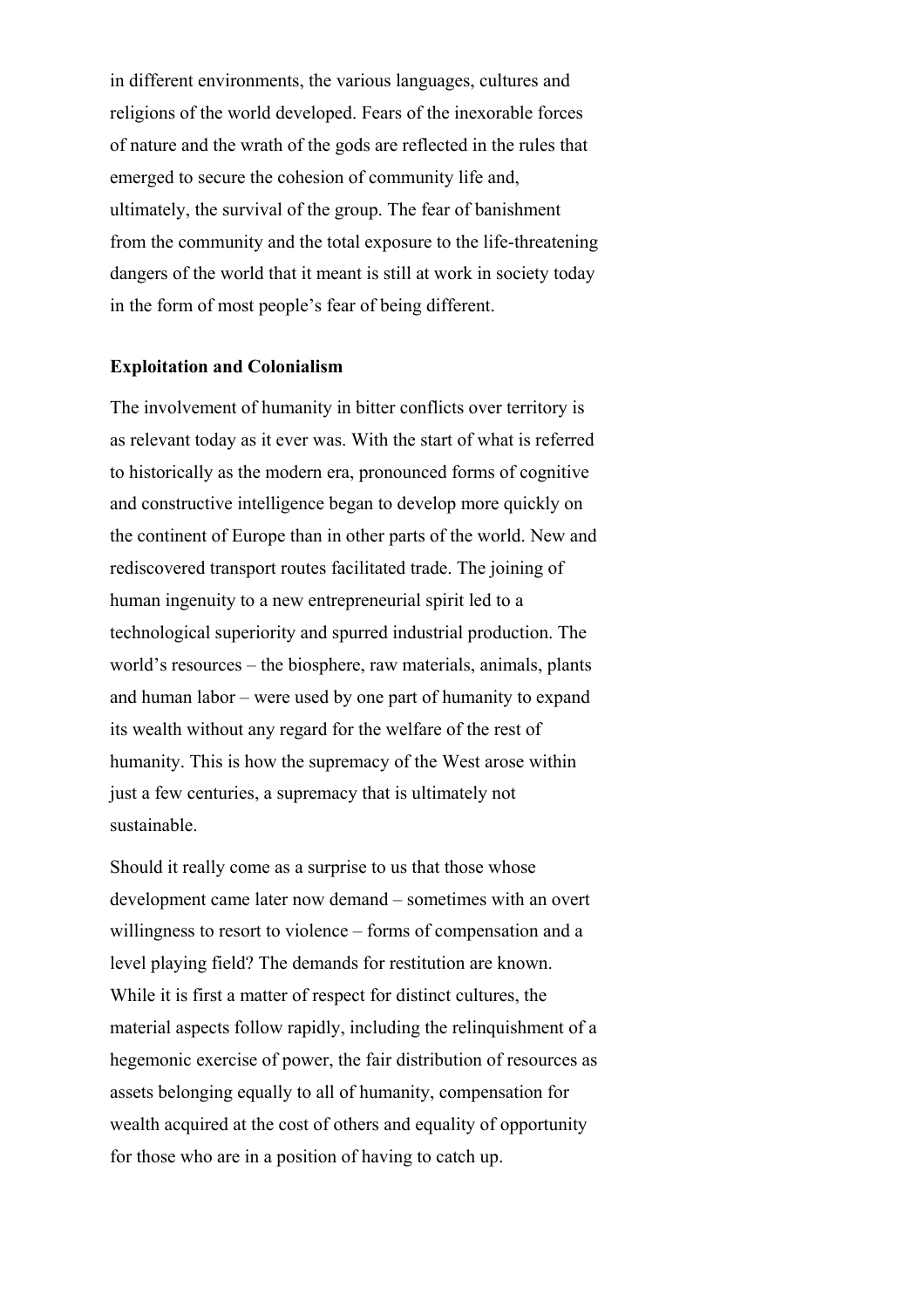in different environments, the various languages, cultures and religions of the world developed. Fears of the inexorable forces of nature and the wrath of the gods are reflected in the rules that emerged to secure the cohesion of community life and, ultimately, the survival of the group. The fear of banishment from the community and the total exposure to the life-threatening dangers of the world that it meant is still at work in society today in the form of most people's fear of being different.

**Exploitation and Colonialism**

The involvement of humanity in bitter conflicts over territory is as relevant today as it ever was. With the start of what is referred to historically as the modern era, pronounced forms of cognitive and constructive intelligence began to develop more quickly on the continent of Europe than in other parts of the world. New and rediscovered transport routes facilitated trade. The joining of human ingenuity to a new entrepreneurial spirit led to a technological superiority and spurred industrial production. The world's resources – the biosphere, raw materials, animals, plants and human labor – were used by one part of humanity to expand its wealth without any regard for the welfare of the rest of humanity. This is how the supremacy of the West arose within just a few centuries, a supremacy that is ultimately not sustainable.

Should it really come as a surprise to us that those whose development came later now demand – sometimes with an overt willingness to resort to violence – forms of compensation and a level playing field? The demands for restitution are known. While it is first a matter of respect for distinct cultures, the material aspects follow rapidly, including the relinquishment of a hegemonic exercise of power, the fair distribution of resources as assets belonging equally to all of humanity, compensation for wealth acquired at the cost of others and equality of opportunity for those who are in a position of having to catch up.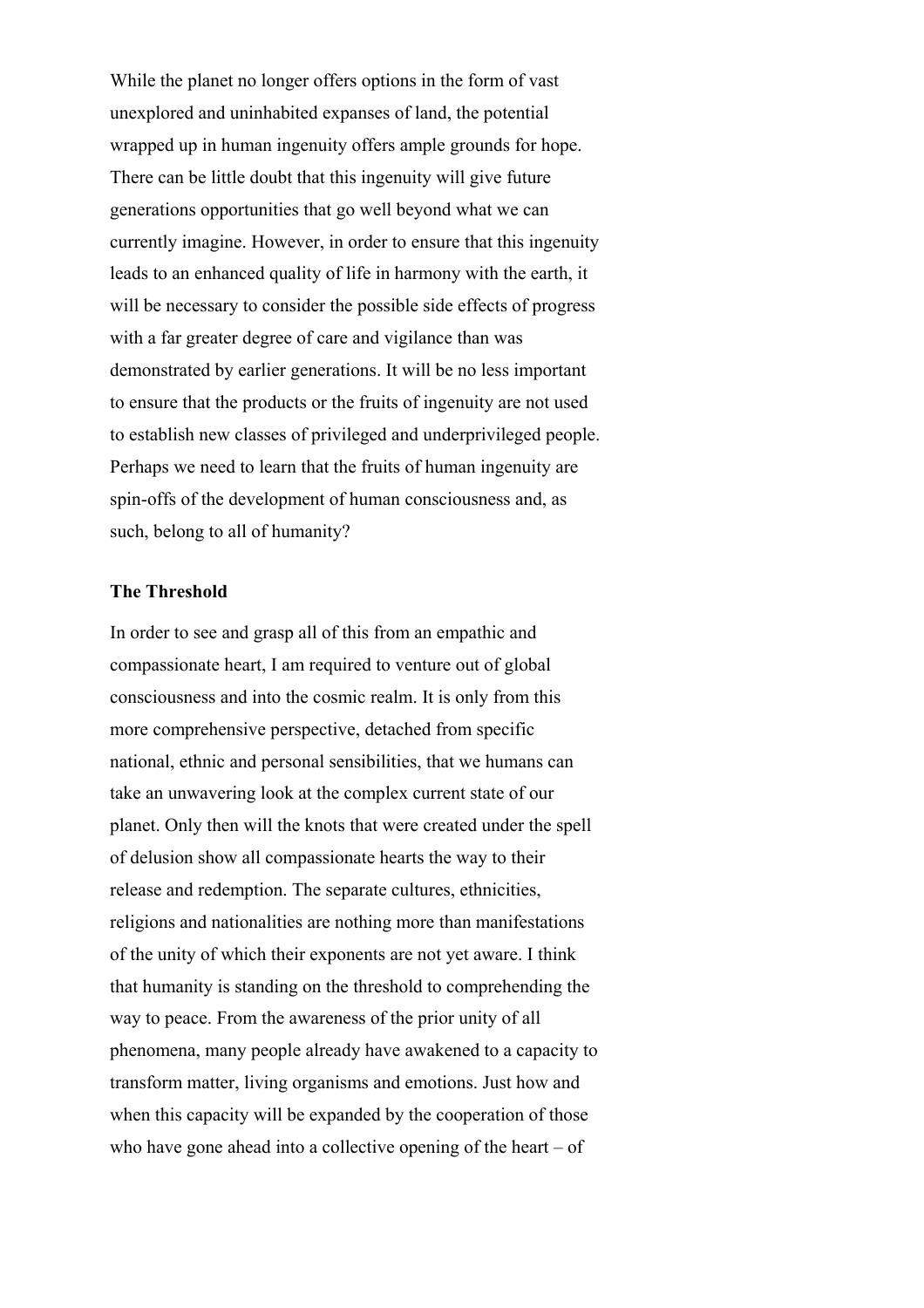While the planet no longer offers options in the form of vast unexplored and uninhabited expanses of land, the potential wrapped up in human ingenuity offers ample grounds for hope. There can be little doubt that this ingenuity will give future generations opportunities that go well beyond what we can currently imagine. However, in order to ensure that this ingenuity leads to an enhanced quality of life in harmony with the earth, it will be necessary to consider the possible side effects of progress with a far greater degree of care and vigilance than was demonstrated by earlier generations. It will be no less important to ensure that the products or the fruits of ingenuity are not used to establish new classes of privileged and underprivileged people. Perhaps we need to learn that the fruits of human ingenuity are spin-offs of the development of human consciousness and, as such, belong to all of humanity?

**The Threshold**

In order to see and grasp all of this from an empathic and compassionate heart, I am required to venture out of global consciousness and into the cosmic realm. It is only from this more comprehensive perspective, detached from specific national, ethnic and personal sensibilities, that we humans can take an unwavering look at the complex current state of our planet. Only then will the knots that were created under the spell of delusion show all compassionate hearts the way to their release and redemption. The separate cultures, ethnicities, religions and nationalities are nothing more than manifestations of the unity of which their exponents are not yet aware. I think that humanity is standing on the threshold to comprehending the way to peace. From the awareness of the prior unity of all phenomena, many people already have awakened to a capacity to transform matter, living organisms and emotions. Just how and when this capacity will be expanded by the cooperation of those who have gone ahead into a collective opening of the heart – of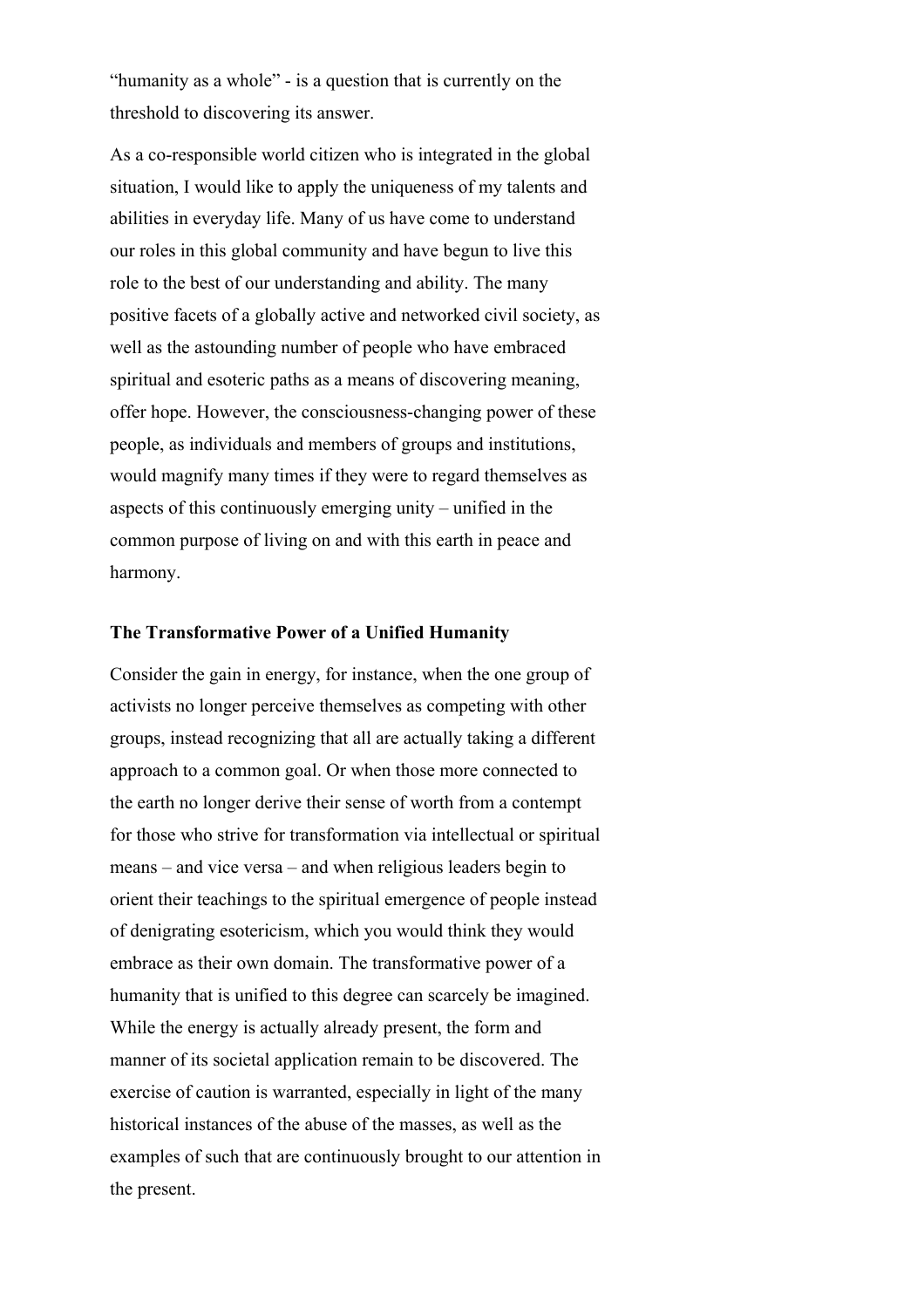“humanity as a whole” - is a question that is currently on the threshold to discovering its answer.

As a co-responsible world citizen who is integrated in the global situation, I would like to apply the uniqueness of my talents and abilities in everyday life. Many of us have come to understand our roles in this global community and have begun to live this role to the best of our understanding and ability. The many positive facets of a globally active and networked civil society, as well as the astounding number of people who have embraced spiritual and esoteric paths as a means of discovering meaning, offer hope. However, the consciousness-changing power of these people, as individuals and members of groups and institutions, would magnify many times if they were to regard themselves as aspects of this continuously emerging unity – unified in the common purpose of living on and with this earth in peace and harmony.

**The Transformative Power of a Unified Humanity**

Consider the gain in energy, for instance, when the one group of activists no longer perceive themselves as competing with other groups, instead recognizing that all are actually taking a different approach to a common goal. Or when those more connected to the earth no longer derive their sense of worth from a contempt for those who strive for transformation via intellectual or spiritual means – and vice versa – and when religious leaders begin to orient their teachings to the spiritual emergence of people instead of denigrating esotericism, which you would think they would embrace as their own domain. The transformative power of a humanity that is unified to this degree can scarcely be imagined. While the energy is actually already present, the form and manner of its societal application remain to be discovered. The exercise of caution is warranted, especially in light of the many historical instances of the abuse of the masses, as well as the examples of such that are continuously brought to our attention in the present.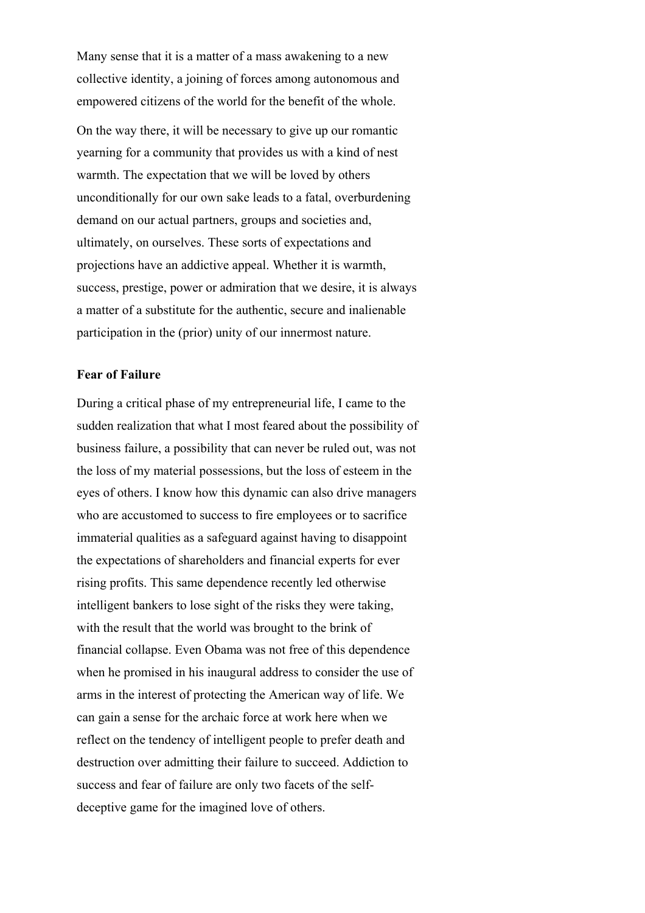Many sense that it is a matter of a mass awakening to a new collective identity, a joining of forces among autonomous and empowered citizens of the world for the benefit of the whole.

On the way there, it will be necessary to give up our romantic yearning for a community that provides us with a kind of nest warmth. The expectation that we will be loved by others unconditionally for our own sake leads to a fatal, overburdening demand on our actual partners, groups and societies and, ultimately, on ourselves. These sorts of expectations and projections have an addictive appeal. Whether it is warmth, success, prestige, power or admiration that we desire, it is always a matter of a substitute for the authentic, secure and inalienable participation in the (prior) unity of our innermost nature.

**Fear of Failure**

During a critical phase of my entrepreneurial life, I came to the sudden realization that what I most feared about the possibility of business failure, a possibility that can never be ruled out, was not the loss of my material possessions, but the loss of esteem in the eyes of others. I know how this dynamic can also drive managers who are accustomed to success to fire employees or to sacrifice immaterial qualities as a safeguard against having to disappoint the expectations of shareholders and financial experts for ever rising profits. This same dependence recently led otherwise intelligent bankers to lose sight of the risks they were taking, with the result that the world was brought to the brink of financial collapse. Even Obama was not free of this dependence when he promised in his inaugural address to consider the use of arms in the interest of protecting the American way of life. We can gain a sense for the archaic force at work here when we reflect on the tendency of intelligent people to prefer death and destruction over admitting their failure to succeed. Addiction to success and fear of failure are only two facets of the self-deceptive game for the imagined love of others.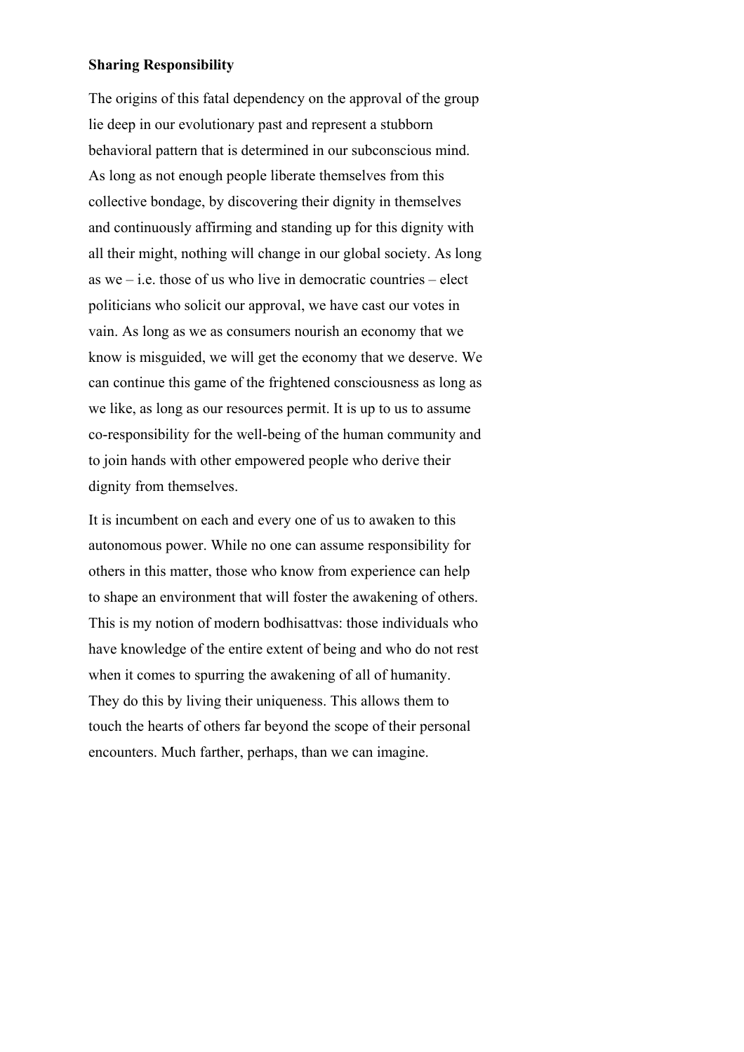**Sharing Responsibility**

The origins of this fatal dependency on the approval of the group lie deep in our evolutionary past and represent a stubborn behavioral pattern that is determined in our subconscious mind. As long as not enough people liberate themselves from this collective bondage, by discovering their dignity in themselves and continuously affirming and standing up for this dignity with all their might, nothing will change in our global society. As long as we – i.e. those of us who live in democratic countries – elect politicians who solicit our approval, we have cast our votes in vain. As long as we as consumers nourish an economy that we know is misguided, we will get the economy that we deserve. We can continue this game of the frightened consciousness as long as we like, as long as our resources permit. It is up to us to assume co-responsibility for the well-being of the human community and to join hands with other empowered people who derive their dignity from themselves.

It is incumbent on each and every one of us to awaken to this autonomous power. While no one can assume responsibility for others in this matter, those who know from experience can help to shape an environment that will foster the awakening of others. This is my notion of modern bodhisattvas: those individuals who have knowledge of the entire extent of being and who do not rest when it comes to spurring the awakening of all of humanity. They do this by living their uniqueness. This allows them to touch the hearts of others far beyond the scope of their personal encounters. Much farther, perhaps, than we can imagine.